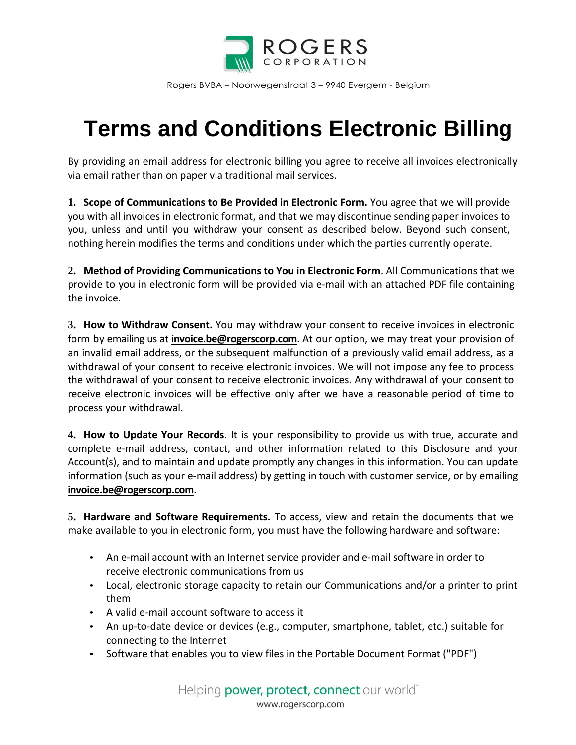Rogers BVBA – Noorwegenstraat 3 – 9940 Evergem - Belgium

# Terms and Conditions Electronic Billing

By providing an email address for electronic billing you agree to receive all invoices electronically via email rather than on paper via traditional mail services.

**1. Scope of Communications to Be Provided in Electronic Form.** You agree that we will provide you with all invoices in electronic format, and that we may discontinue sending paper invoices to you, unless and until you withdraw your consent as described below. Beyond such consent, nothing herein modifies the terms and conditions under which the parties currently operate.

**2. Method of Providing Communications to You in Electronic Form**. All Communications that we provide to you in electronic form will be provided via e-mail with an attached PDF file containing the invoice.

**3. How to Withdraw Consent.** You may withdraw your consent to receive invoices in electronic form by emailing us at **invoice.be@rogerscorp.com**. At our option, we may treat your provision of an invalid email address, or the subsequent malfunction of a previously valid email address, as a withdrawal of your consent to receive electronic invoices. We will not impose any fee to process the withdrawal of your consent to receive electronic invoices. Any withdrawal of your consent to receive electronic invoices will be effective only after we have a reasonable period of time to process your withdrawal.

**4. How to Update Your Records**. It is your responsibility to provide us with true, accurate and complete e-mail address, contact, and other information related to this Disclosure and your Account(s), and to maintain and update promptly any changes in this information. You can update information (such as your e-mail address) by getting in touch with customer service, or by emailing **invoice.be@rogerscorp.com**.

**5. Hardware and Software Requirements.** To access, view and retain the documents that we make available to you in electronic form, you must have the following hardware and software:

- An e-mail account with an Internet service provider and e-mail software in order to receive electronic communications from us
- Local, electronic storage capacity to retain our Communications and/or a printer to print them
- A valid e-mail account software to access it
- An up-to-date device or devices (e.g., computer, smartphone, tablet, etc.) suitable for connecting to the Internet
- Software that enables you to view files in the Portable Document Format ("PDF")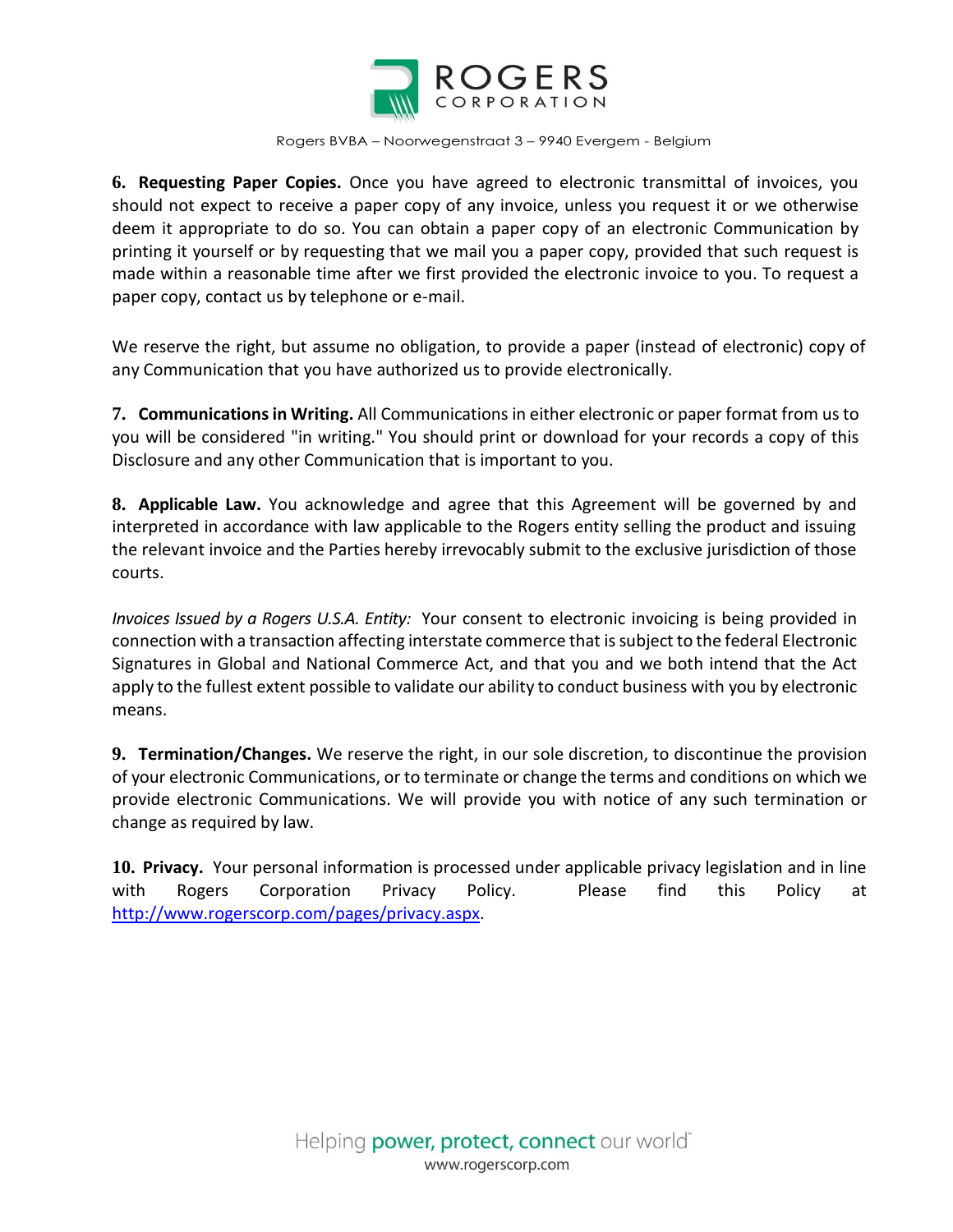**6. Requesting Paper Copies.** Once you have agreed to electronic transmittal of invoices, you should not expect to receive a paper copy of any invoice, unless you request it or we otherwise deem it appropriate to do so. You can obtain a paper copy of an electronic Communication by printing it yourself or by requesting that we mail you a paper copy, provided that such request is made within a reasonable time after we first provided the electronic invoice to you. To request a paper copy, contact us by telephone or e-mail.

We reserve the right, but assume no obligation, to provide a paper (instead of electronic) copy of any Communication that you have authorized us to provide electronically.

**7. Communications in Writing.** All Communications in either electronic or paper format from us to you will be considered "in writing." You should print or download for your records a copy of this Disclosure and any other Communication that is important to you.

**8. Applicable Law.** You acknowledge and agree that this Agreement will be governed by and interpreted in accordance with law applicable to the Rogers entity selling the product and issuing the relevant invoice and the Parties hereby irrevocably submit to the exclusive jurisdiction of those courts.

*Invoices Issued by a Rogers U.S.A. Entity:* Your consent to electronic invoicing is being provided in connection with a transaction affecting interstate commerce that is subject to the federal Electronic Signatures in Global and National Commerce Act, and that you and we both intend that the Act apply to the fullest extent possible to validate our ability to conduct business with you by electronic means.

**9. Termination/Changes.** We reserve the right, in our sole discretion, to discontinue the provision of your electronic Communications, or to terminate or change the terms and conditions on which we provide electronic Communications. We will provide you with notice of any such termination or change as required by law.

**10. Privacy.** Your personal information is processed under applicable privacy legislation and in line with Rogers Corporation Privacy Policy. Please find this Policy at http://www.rogerscorp.com/pages/privacy.aspx.